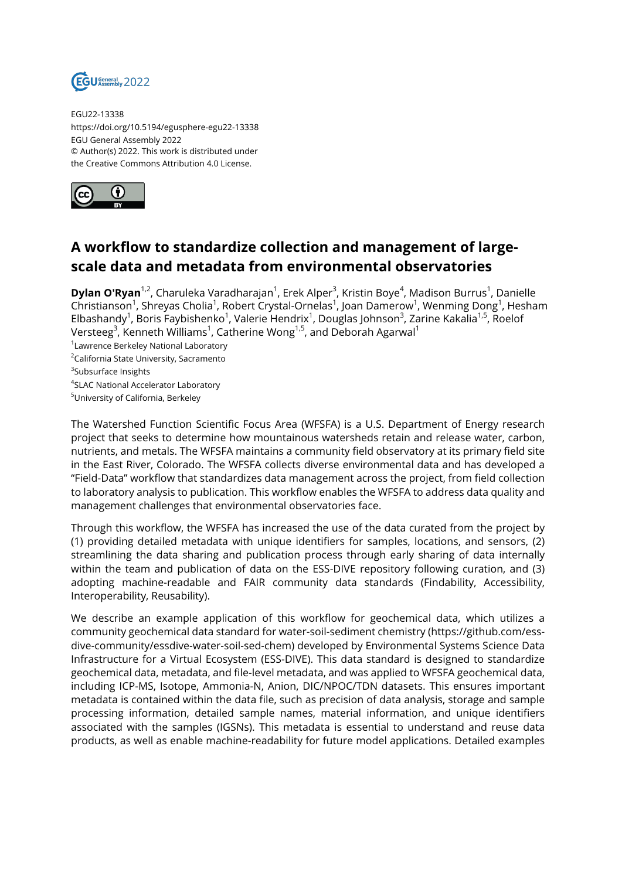EGU22-13338
https://doi.org/10.5194/egusphere-egu22-13338
EGU General Assembly 2022
© Author(s) 2022. This work is distributed under the Creative Commons Attribution 4.0 License.

# A workflow to standardize collection and management of large-scale data and metadata from environmental observatories

**Dylan O'Ryan**[1,2], Charuleka Varadharajan[1], Erek Alper[3], Kristin Boye[4], Madison Burrus[1], Danielle Christianson[1], Shreyas Cholia[1], Robert Crystal-Ornelas[1], Joan Damerow[1], Wenming Dong[1], Hesham Elbashandy[1], Boris Faybishenko[1], Valerie Hendrix[1], Douglas Johnson[3], Zarine Kakalia[1,5], Roelof Versteeg[3], Kenneth Williams[1], Catherine Wong[1,5], and Deborah Agarwal[1]

[1]Lawrence Berkeley National Laboratory
[2]California State University, Sacramento
[3]Subsurface Insights
[4]SLAC National Accelerator Laboratory
[5]University of California, Berkeley

The Watershed Function Scientific Focus Area (WFSFA) is a U.S. Department of Energy research project that seeks to determine how mountainous watersheds retain and release water, carbon, nutrients, and metals. The WFSFA maintains a community field observatory at its primary field site in the East River, Colorado. The WFSFA collects diverse environmental data and has developed a "Field-Data" workflow that standardizes data management across the project, from field collection to laboratory analysis to publication. This workflow enables the WFSFA to address data quality and management challenges that environmental observatories face.

Through this workflow, the WFSFA has increased the use of the data curated from the project by (1) providing detailed metadata with unique identifiers for samples, locations, and sensors, (2) streamlining the data sharing and publication process through early sharing of data internally within the team and publication of data on the ESS-DIVE repository following curation, and (3) adopting machine-readable and FAIR community data standards (Findability, Accessibility, Interoperability, Reusability).

We describe an example application of this workflow for geochemical data, which utilizes a community geochemical data standard for water-soil-sediment chemistry (https://github.com/ess-dive-community/essdive-water-soil-sed-chem) developed by Environmental Systems Science Data Infrastructure for a Virtual Ecosystem (ESS-DIVE). This data standard is designed to standardize geochemical data, metadata, and file-level metadata, and was applied to WFSFA geochemical data, including ICP-MS, Isotope, Ammonia-N, Anion, DIC/NPOC/TDN datasets. This ensures important metadata is contained within the data file, such as precision of data analysis, storage and sample processing information, detailed sample names, material information, and unique identifiers associated with the samples (IGSNs). This metadata is essential to understand and reuse data products, as well as enable machine-readability for future model applications. Detailed examples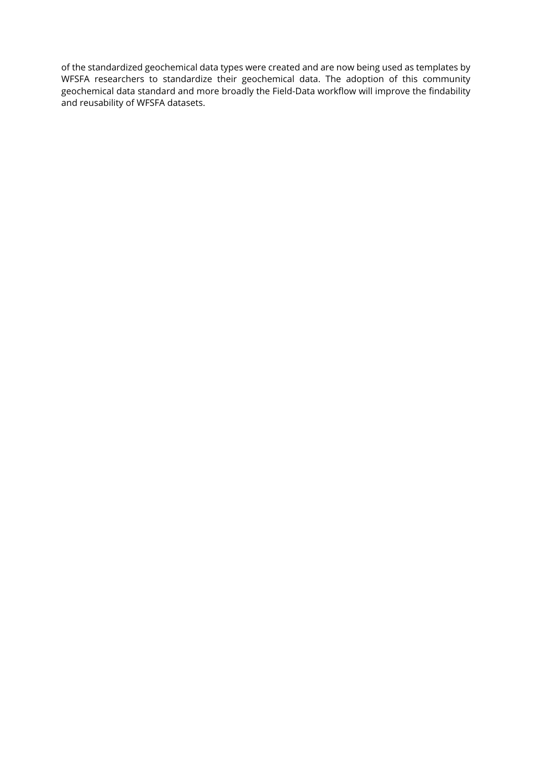of the standardized geochemical data types were created and are now being used as templates by WFSFA researchers to standardize their geochemical data. The adoption of this community geochemical data standard and more broadly the Field-Data workflow will improve the findability and reusability of WFSFA datasets.